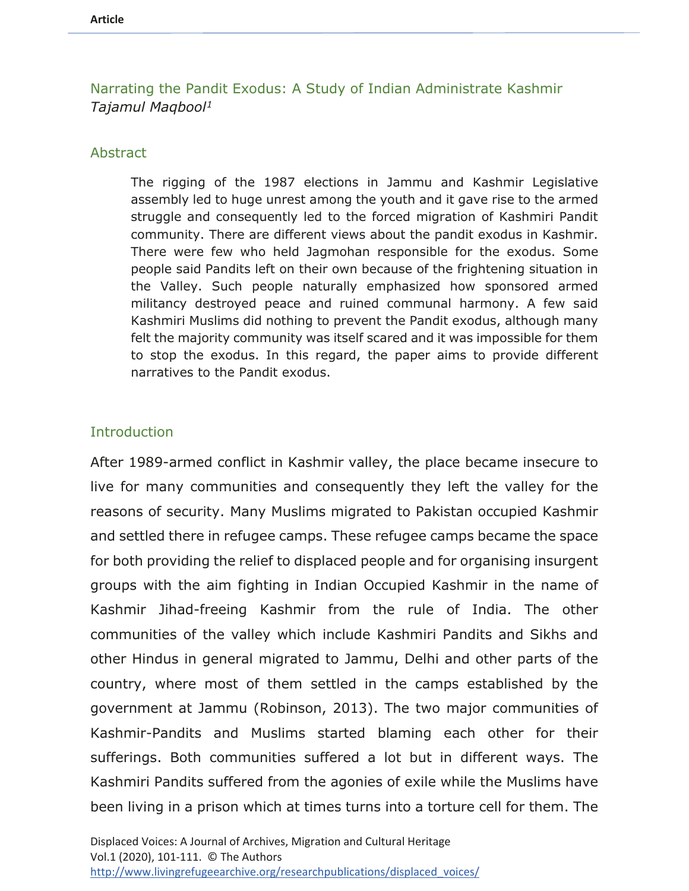Article

# Narrating the Pandit Exodus: A Study of Indian Administrate Kashmir

*Tajamul Maqbool[1]*

## Abstract

> The rigging of the 1987 elections in Jammu and Kashmir Legislative assembly led to huge unrest among the youth and it gave rise to the armed struggle and consequently led to the forced migration of Kashmiri Pandit community. There are different views about the pandit exodus in Kashmir. There were few who held Jagmohan responsible for the exodus. Some people said Pandits left on their own because of the frightening situation in the Valley. Such people naturally emphasized how sponsored armed militancy destroyed peace and ruined communal harmony. A few said Kashmiri Muslims did nothing to prevent the Pandit exodus, although many felt the majority community was itself scared and it was impossible for them to stop the exodus. In this regard, the paper aims to provide different narratives to the Pandit exodus.

## Introduction

After 1989-armed conflict in Kashmir valley, the place became insecure to live for many communities and consequently they left the valley for the reasons of security. Many Muslims migrated to Pakistan occupied Kashmir and settled there in refugee camps. These refugee camps became the space for both providing the relief to displaced people and for organising insurgent groups with the aim fighting in Indian Occupied Kashmir in the name of Kashmir Jihad-freeing Kashmir from the rule of India. The other communities of the valley which include Kashmiri Pandits and Sikhs and other Hindus in general migrated to Jammu, Delhi and other parts of the country, where most of them settled in the camps established by the government at Jammu (Robinson, 2013). The two major communities of Kashmir-Pandits and Muslims started blaming each other for their sufferings. Both communities suffered a lot but in different ways. The Kashmiri Pandits suffered from the agonies of exile while the Muslims have been living in a prison which at times turns into a torture cell for them. The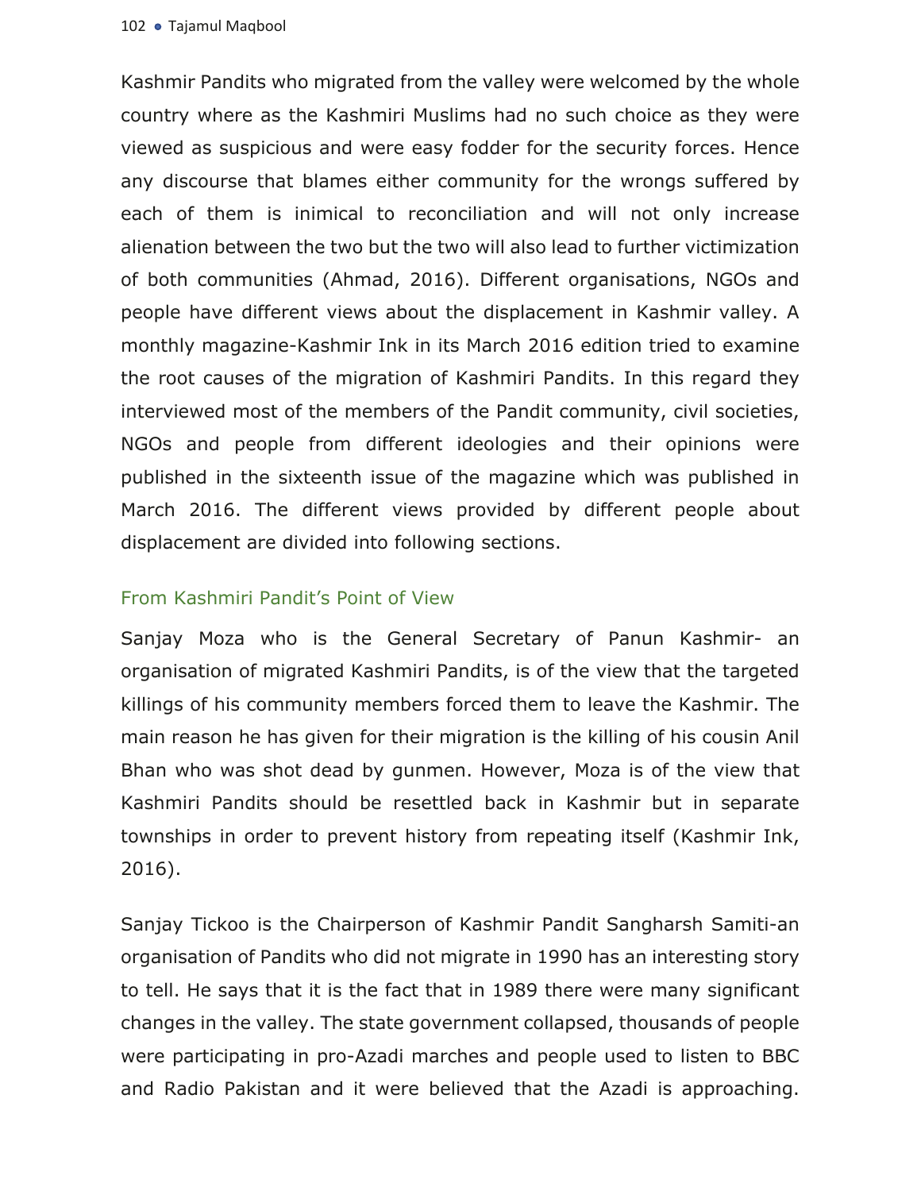Kashmir Pandits who migrated from the valley were welcomed by the whole country where as the Kashmiri Muslims had no such choice as they were viewed as suspicious and were easy fodder for the security forces. Hence any discourse that blames either community for the wrongs suffered by each of them is inimical to reconciliation and will not only increase alienation between the two but the two will also lead to further victimization of both communities (Ahmad, 2016). Different organisations, NGOs and people have different views about the displacement in Kashmir valley. A monthly magazine-Kashmir Ink in its March 2016 edition tried to examine the root causes of the migration of Kashmiri Pandits. In this regard they interviewed most of the members of the Pandit community, civil societies, NGOs and people from different ideologies and their opinions were published in the sixteenth issue of the magazine which was published in March 2016. The different views provided by different people about displacement are divided into following sections.

## From Kashmiri Pandit's Point of View

Sanjay Moza who is the General Secretary of Panun Kashmir- an organisation of migrated Kashmiri Pandits, is of the view that the targeted killings of his community members forced them to leave the Kashmir. The main reason he has given for their migration is the killing of his cousin Anil Bhan who was shot dead by gunmen. However, Moza is of the view that Kashmiri Pandits should be resettled back in Kashmir but in separate townships in order to prevent history from repeating itself (Kashmir Ink, 2016).

Sanjay Tickoo is the Chairperson of Kashmir Pandit Sangharsh Samiti-an organisation of Pandits who did not migrate in 1990 has an interesting story to tell. He says that it is the fact that in 1989 there were many significant changes in the valley. The state government collapsed, thousands of people were participating in pro-Azadi marches and people used to listen to BBC and Radio Pakistan and it were believed that the Azadi is approaching.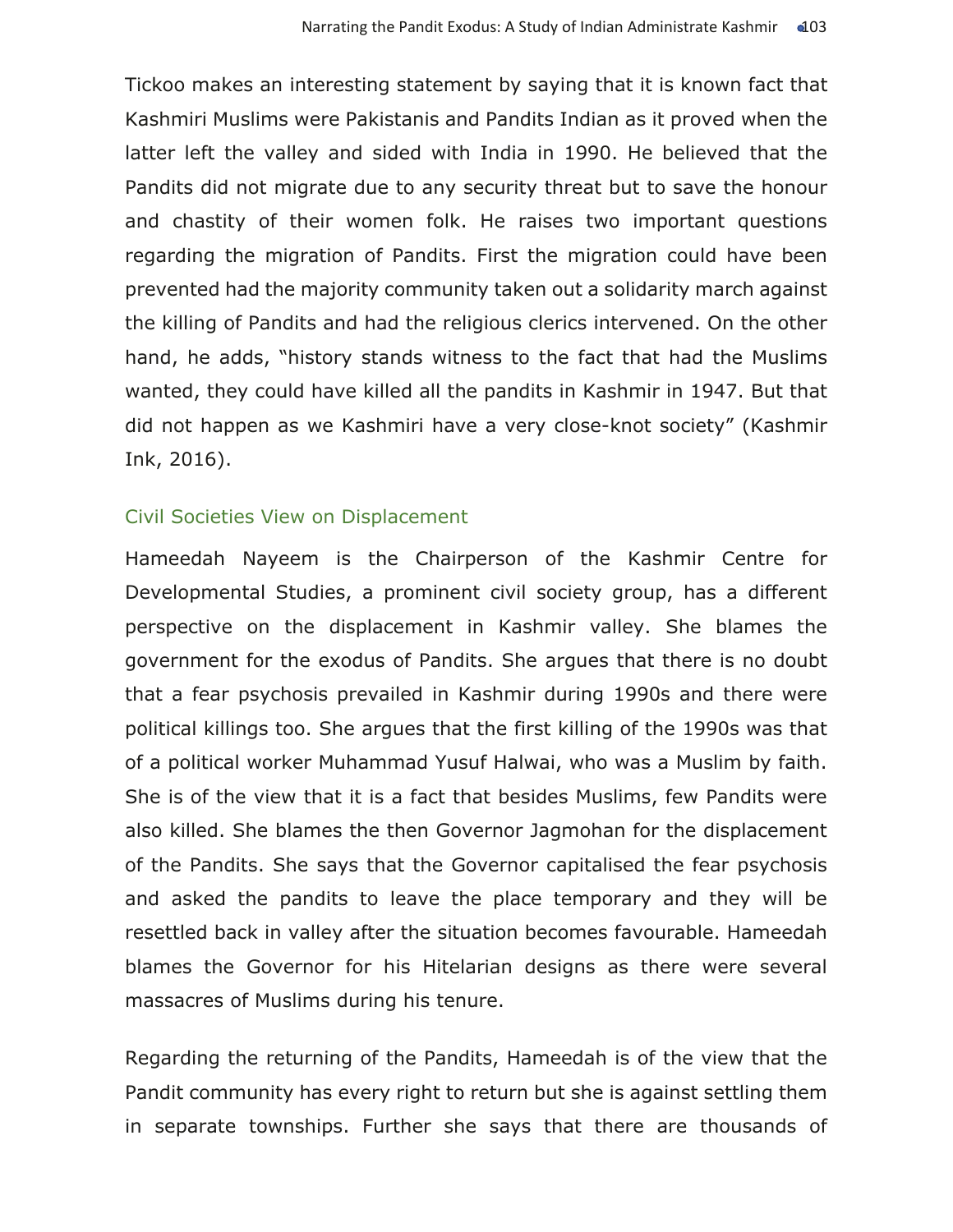Tickoo makes an interesting statement by saying that it is known fact that Kashmiri Muslims were Pakistanis and Pandits Indian as it proved when the latter left the valley and sided with India in 1990. He believed that the Pandits did not migrate due to any security threat but to save the honour and chastity of their women folk. He raises two important questions regarding the migration of Pandits. First the migration could have been prevented had the majority community taken out a solidarity march against the killing of Pandits and had the religious clerics intervened. On the other hand, he adds, "history stands witness to the fact that had the Muslims wanted, they could have killed all the pandits in Kashmir in 1947. But that did not happen as we Kashmiri have a very close-knot society" (Kashmir Ink, 2016).

### Civil Societies View on Displacement

Hameedah Nayeem is the Chairperson of the Kashmir Centre for Developmental Studies, a prominent civil society group, has a different perspective on the displacement in Kashmir valley. She blames the government for the exodus of Pandits. She argues that there is no doubt that a fear psychosis prevailed in Kashmir during 1990s and there were political killings too. She argues that the first killing of the 1990s was that of a political worker Muhammad Yusuf Halwai, who was a Muslim by faith. She is of the view that it is a fact that besides Muslims, few Pandits were also killed. She blames the then Governor Jagmohan for the displacement of the Pandits. She says that the Governor capitalised the fear psychosis and asked the pandits to leave the place temporary and they will be resettled back in valley after the situation becomes favourable. Hameedah blames the Governor for his Hitelarian designs as there were several massacres of Muslims during his tenure.

Regarding the returning of the Pandits, Hameedah is of the view that the Pandit community has every right to return but she is against settling them in separate townships. Further she says that there are thousands of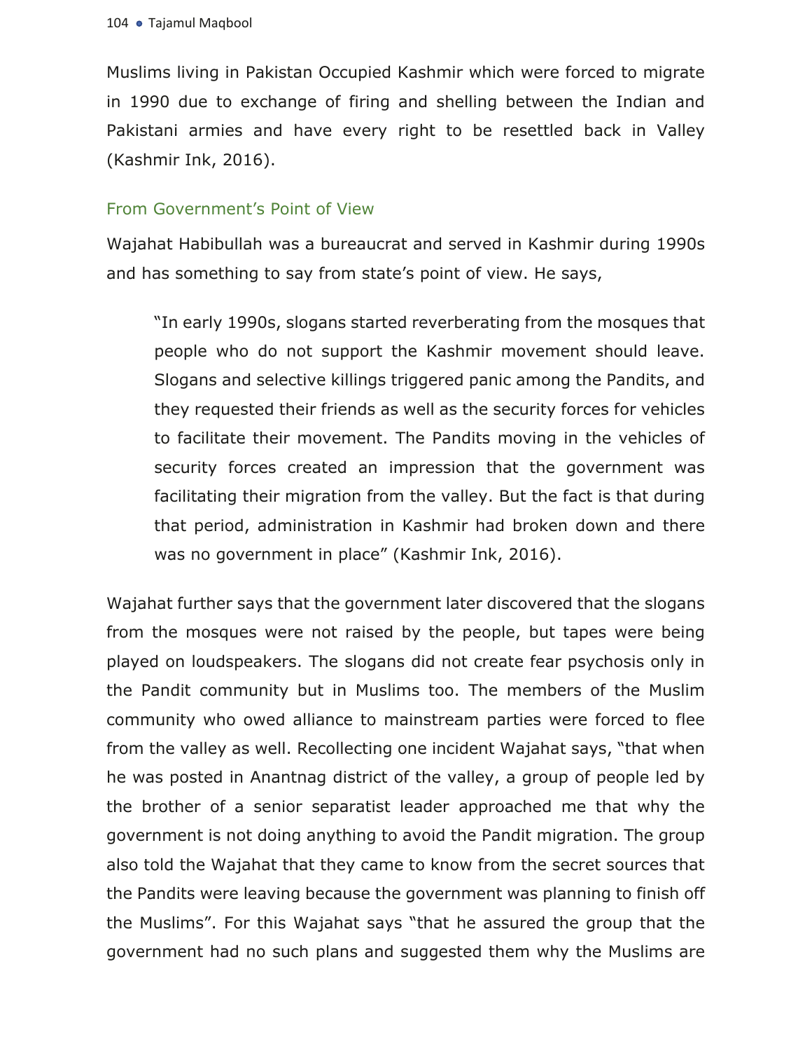Muslims living in Pakistan Occupied Kashmir which were forced to migrate in 1990 due to exchange of firing and shelling between the Indian and Pakistani armies and have every right to be resettled back in Valley (Kashmir Ink, 2016).

### From Government's Point of View

Wajahat Habibullah was a bureaucrat and served in Kashmir during 1990s and has something to say from state's point of view. He says,

> "In early 1990s, slogans started reverberating from the mosques that people who do not support the Kashmir movement should leave. Slogans and selective killings triggered panic among the Pandits, and they requested their friends as well as the security forces for vehicles to facilitate their movement. The Pandits moving in the vehicles of security forces created an impression that the government was facilitating their migration from the valley. But the fact is that during that period, administration in Kashmir had broken down and there was no government in place" (Kashmir Ink, 2016).

Wajahat further says that the government later discovered that the slogans from the mosques were not raised by the people, but tapes were being played on loudspeakers. The slogans did not create fear psychosis only in the Pandit community but in Muslims too. The members of the Muslim community who owed alliance to mainstream parties were forced to flee from the valley as well. Recollecting one incident Wajahat says, "that when he was posted in Anantnag district of the valley, a group of people led by the brother of a senior separatist leader approached me that why the government is not doing anything to avoid the Pandit migration. The group also told the Wajahat that they came to know from the secret sources that the Pandits were leaving because the government was planning to finish off the Muslims". For this Wajahat says "that he assured the group that the government had no such plans and suggested them why the Muslims are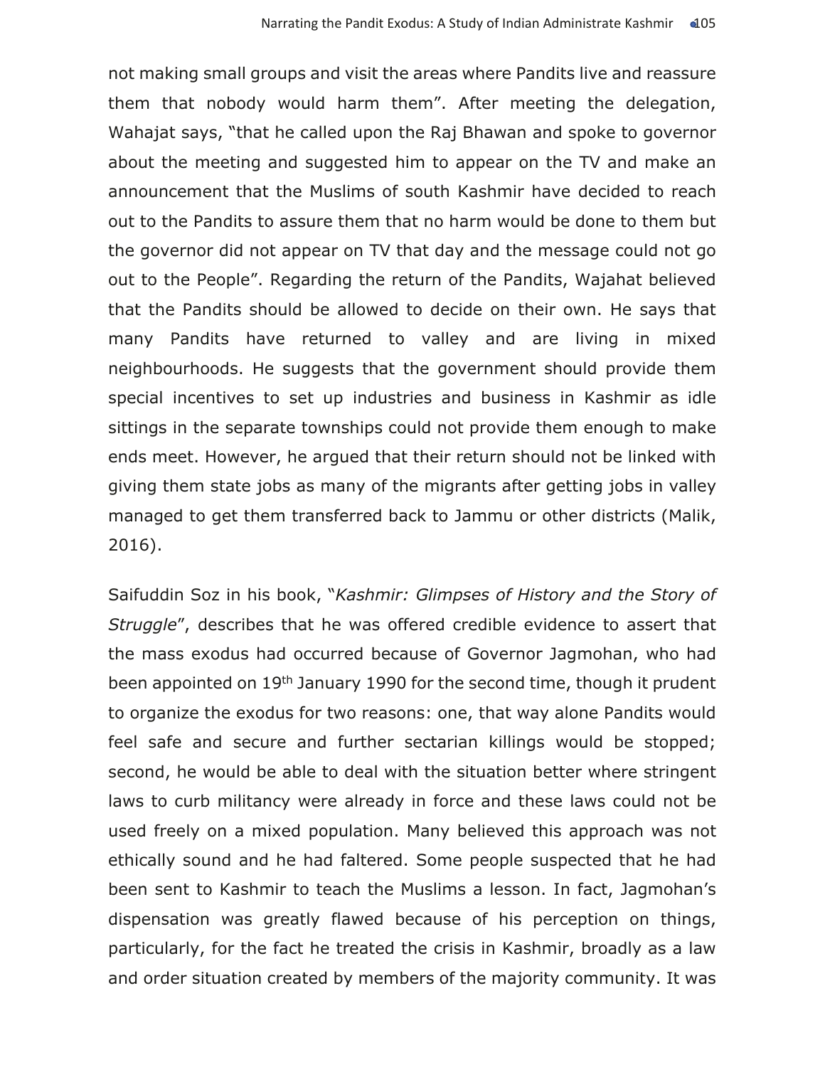not making small groups and visit the areas where Pandits live and reassure them that nobody would harm them". After meeting the delegation, Wahajat says, "that he called upon the Raj Bhawan and spoke to governor about the meeting and suggested him to appear on the TV and make an announcement that the Muslims of south Kashmir have decided to reach out to the Pandits to assure them that no harm would be done to them but the governor did not appear on TV that day and the message could not go out to the People". Regarding the return of the Pandits, Wajahat believed that the Pandits should be allowed to decide on their own. He says that many Pandits have returned to valley and are living in mixed neighbourhoods. He suggests that the government should provide them special incentives to set up industries and business in Kashmir as idle sittings in the separate townships could not provide them enough to make ends meet. However, he argued that their return should not be linked with giving them state jobs as many of the migrants after getting jobs in valley managed to get them transferred back to Jammu or other districts (Malik, 2016).

Saifuddin Soz in his book, "*Kashmir: Glimpses of History and the Story of Struggle*", describes that he was offered credible evidence to assert that the mass exodus had occurred because of Governor Jagmohan, who had been appointed on 19th January 1990 for the second time, though it prudent to organize the exodus for two reasons: one, that way alone Pandits would feel safe and secure and further sectarian killings would be stopped; second, he would be able to deal with the situation better where stringent laws to curb militancy were already in force and these laws could not be used freely on a mixed population. Many believed this approach was not ethically sound and he had faltered. Some people suspected that he had been sent to Kashmir to teach the Muslims a lesson. In fact, Jagmohan's dispensation was greatly flawed because of his perception on things, particularly, for the fact he treated the crisis in Kashmir, broadly as a law and order situation created by members of the majority community. It was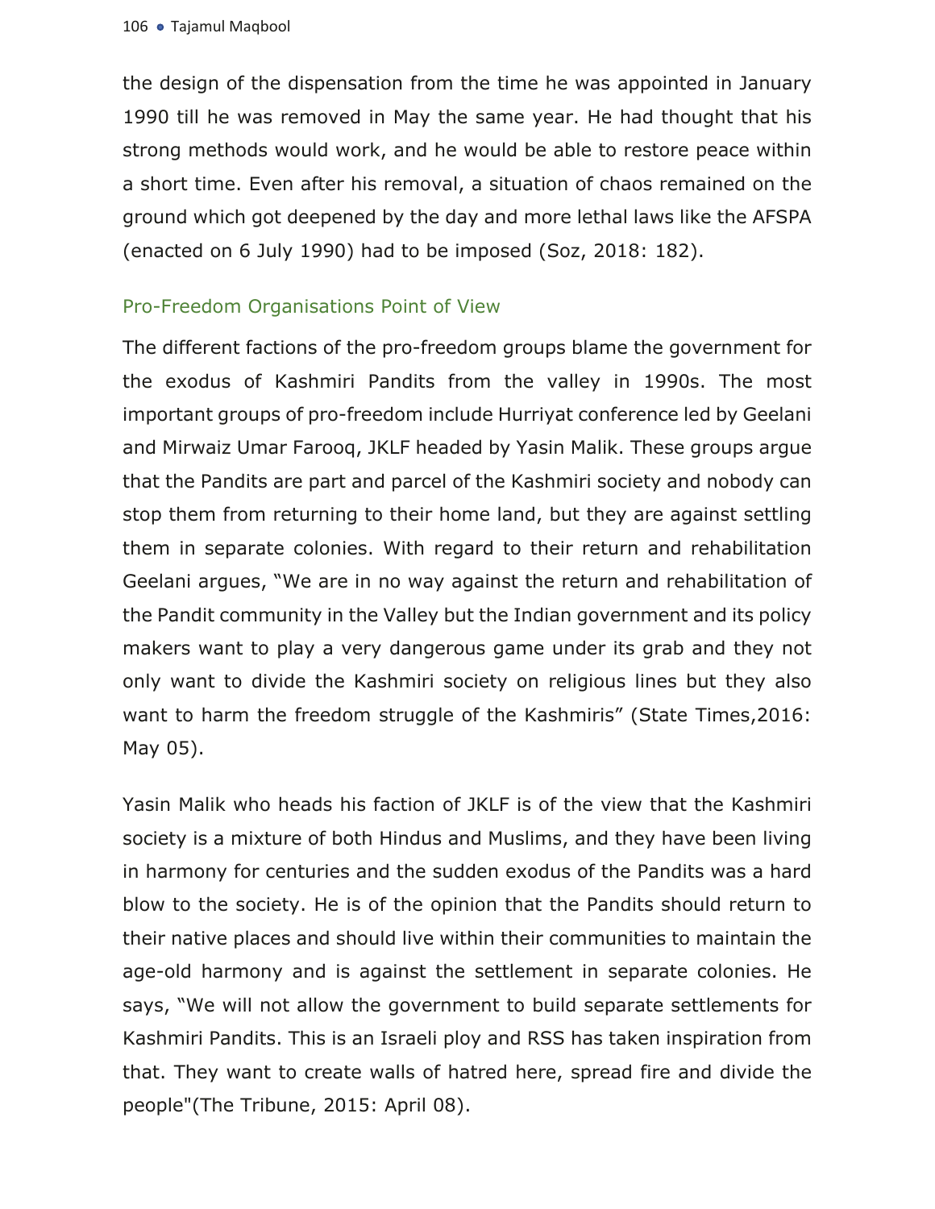the design of the dispensation from the time he was appointed in January 1990 till he was removed in May the same year. He had thought that his strong methods would work, and he would be able to restore peace within a short time. Even after his removal, a situation of chaos remained on the ground which got deepened by the day and more lethal laws like the AFSPA (enacted on 6 July 1990) had to be imposed (Soz, 2018: 182).

## Pro-Freedom Organisations Point of View

The different factions of the pro-freedom groups blame the government for the exodus of Kashmiri Pandits from the valley in 1990s. The most important groups of pro-freedom include Hurriyat conference led by Geelani and Mirwaiz Umar Farooq, JKLF headed by Yasin Malik. These groups argue that the Pandits are part and parcel of the Kashmiri society and nobody can stop them from returning to their home land, but they are against settling them in separate colonies. With regard to their return and rehabilitation Geelani argues, "We are in no way against the return and rehabilitation of the Pandit community in the Valley but the Indian government and its policy makers want to play a very dangerous game under its grab and they not only want to divide the Kashmiri society on religious lines but they also want to harm the freedom struggle of the Kashmiris" (State Times,2016: May 05).

Yasin Malik who heads his faction of JKLF is of the view that the Kashmiri society is a mixture of both Hindus and Muslims, and they have been living in harmony for centuries and the sudden exodus of the Pandits was a hard blow to the society. He is of the opinion that the Pandits should return to their native places and should live within their communities to maintain the age-old harmony and is against the settlement in separate colonies. He says, "We will not allow the government to build separate settlements for Kashmiri Pandits. This is an Israeli ploy and RSS has taken inspiration from that. They want to create walls of hatred here, spread fire and divide the people"(The Tribune, 2015: April 08).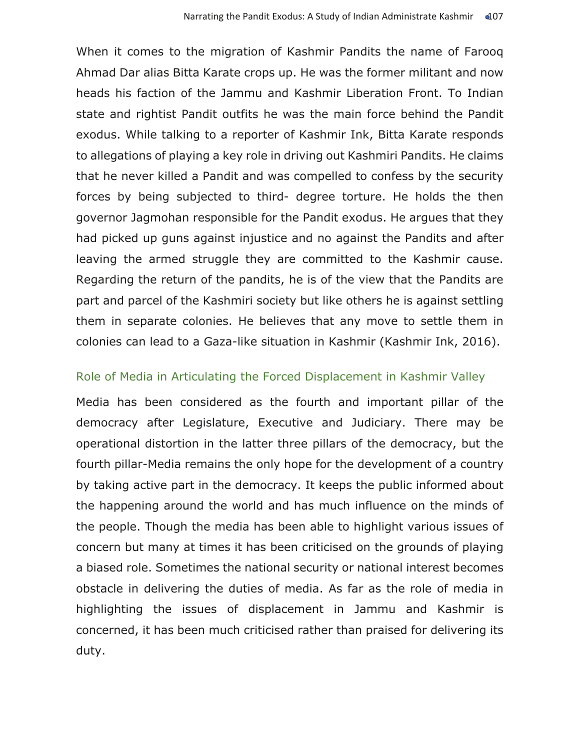When it comes to the migration of Kashmir Pandits the name of Farooq Ahmad Dar alias Bitta Karate crops up. He was the former militant and now heads his faction of the Jammu and Kashmir Liberation Front. To Indian state and rightist Pandit outfits he was the main force behind the Pandit exodus. While talking to a reporter of Kashmir Ink, Bitta Karate responds to allegations of playing a key role in driving out Kashmiri Pandits. He claims that he never killed a Pandit and was compelled to confess by the security forces by being subjected to third- degree torture. He holds the then governor Jagmohan responsible for the Pandit exodus. He argues that they had picked up guns against injustice and no against the Pandits and after leaving the armed struggle they are committed to the Kashmir cause. Regarding the return of the pandits, he is of the view that the Pandits are part and parcel of the Kashmiri society but like others he is against settling them in separate colonies. He believes that any move to settle them in colonies can lead to a Gaza-like situation in Kashmir (Kashmir Ink, 2016).

## Role of Media in Articulating the Forced Displacement in Kashmir Valley

Media has been considered as the fourth and important pillar of the democracy after Legislature, Executive and Judiciary. There may be operational distortion in the latter three pillars of the democracy, but the fourth pillar-Media remains the only hope for the development of a country by taking active part in the democracy. It keeps the public informed about the happening around the world and has much influence on the minds of the people. Though the media has been able to highlight various issues of concern but many at times it has been criticised on the grounds of playing a biased role. Sometimes the national security or national interest becomes obstacle in delivering the duties of media. As far as the role of media in highlighting the issues of displacement in Jammu and Kashmir is concerned, it has been much criticised rather than praised for delivering its duty.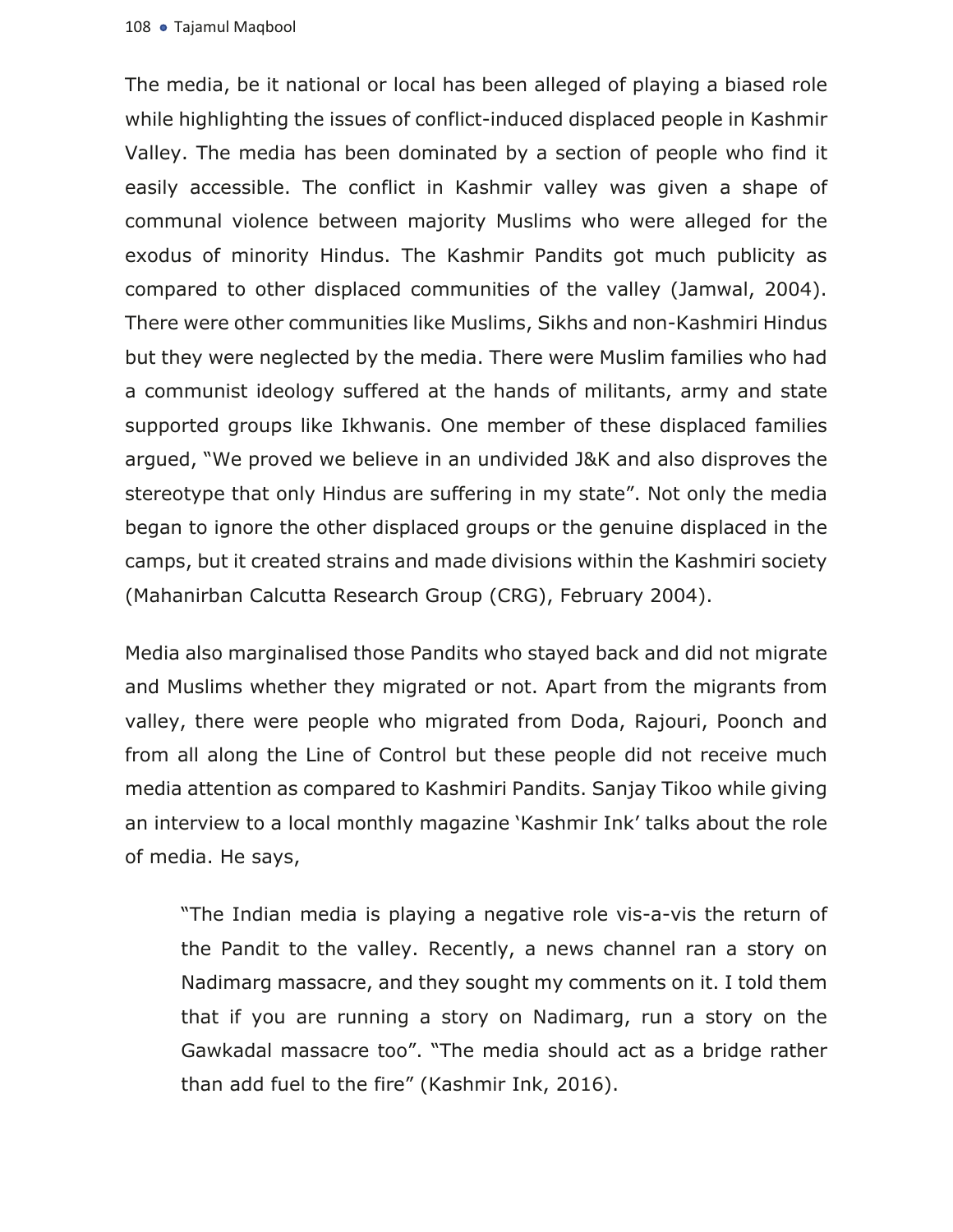The media, be it national or local has been alleged of playing a biased role while highlighting the issues of conflict-induced displaced people in Kashmir Valley. The media has been dominated by a section of people who find it easily accessible. The conflict in Kashmir valley was given a shape of communal violence between majority Muslims who were alleged for the exodus of minority Hindus. The Kashmir Pandits got much publicity as compared to other displaced communities of the valley (Jamwal, 2004). There were other communities like Muslims, Sikhs and non-Kashmiri Hindus but they were neglected by the media. There were Muslim families who had a communist ideology suffered at the hands of militants, army and state supported groups like Ikhwanis. One member of these displaced families argued, "We proved we believe in an undivided J&K and also disproves the stereotype that only Hindus are suffering in my state". Not only the media began to ignore the other displaced groups or the genuine displaced in the camps, but it created strains and made divisions within the Kashmiri society (Mahanirban Calcutta Research Group (CRG), February 2004).

Media also marginalised those Pandits who stayed back and did not migrate and Muslims whether they migrated or not. Apart from the migrants from valley, there were people who migrated from Doda, Rajouri, Poonch and from all along the Line of Control but these people did not receive much media attention as compared to Kashmiri Pandits. Sanjay Tikoo while giving an interview to a local monthly magazine 'Kashmir Ink' talks about the role of media. He says,

> "The Indian media is playing a negative role vis-a-vis the return of the Pandit to the valley. Recently, a news channel ran a story on Nadimarg massacre, and they sought my comments on it. I told them that if you are running a story on Nadimarg, run a story on the Gawkadal massacre too". "The media should act as a bridge rather than add fuel to the fire" (Kashmir Ink, 2016).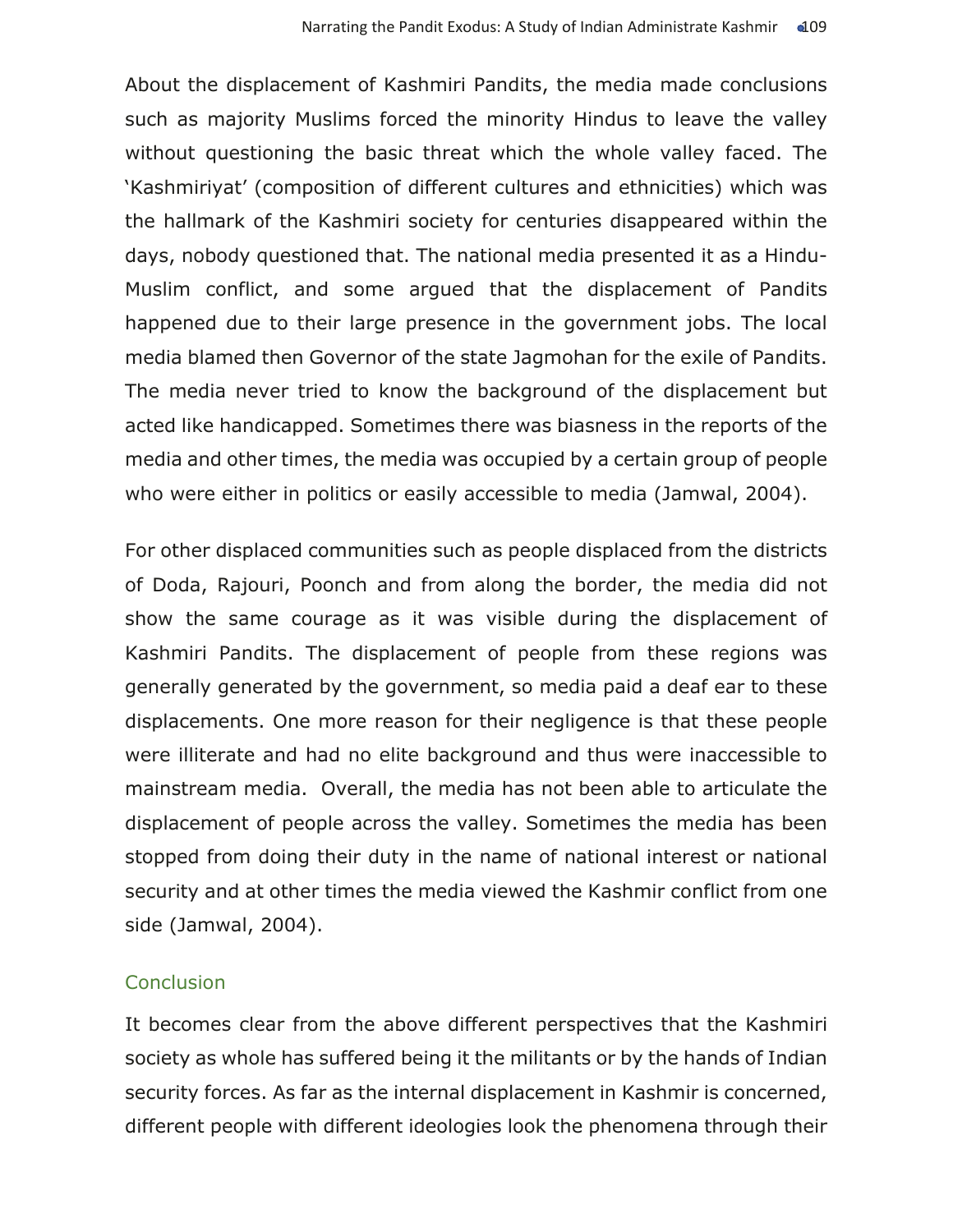About the displacement of Kashmiri Pandits, the media made conclusions such as majority Muslims forced the minority Hindus to leave the valley without questioning the basic threat which the whole valley faced. The 'Kashmiriyat' (composition of different cultures and ethnicities) which was the hallmark of the Kashmiri society for centuries disappeared within the days, nobody questioned that. The national media presented it as a Hindu-Muslim conflict, and some argued that the displacement of Pandits happened due to their large presence in the government jobs. The local media blamed then Governor of the state Jagmohan for the exile of Pandits. The media never tried to know the background of the displacement but acted like handicapped. Sometimes there was biasness in the reports of the media and other times, the media was occupied by a certain group of people who were either in politics or easily accessible to media (Jamwal, 2004).

For other displaced communities such as people displaced from the districts of Doda, Rajouri, Poonch and from along the border, the media did not show the same courage as it was visible during the displacement of Kashmiri Pandits. The displacement of people from these regions was generally generated by the government, so media paid a deaf ear to these displacements. One more reason for their negligence is that these people were illiterate and had no elite background and thus were inaccessible to mainstream media. Overall, the media has not been able to articulate the displacement of people across the valley. Sometimes the media has been stopped from doing their duty in the name of national interest or national security and at other times the media viewed the Kashmir conflict from one side (Jamwal, 2004).

## Conclusion

It becomes clear from the above different perspectives that the Kashmiri society as whole has suffered being it the militants or by the hands of Indian security forces. As far as the internal displacement in Kashmir is concerned, different people with different ideologies look the phenomena through their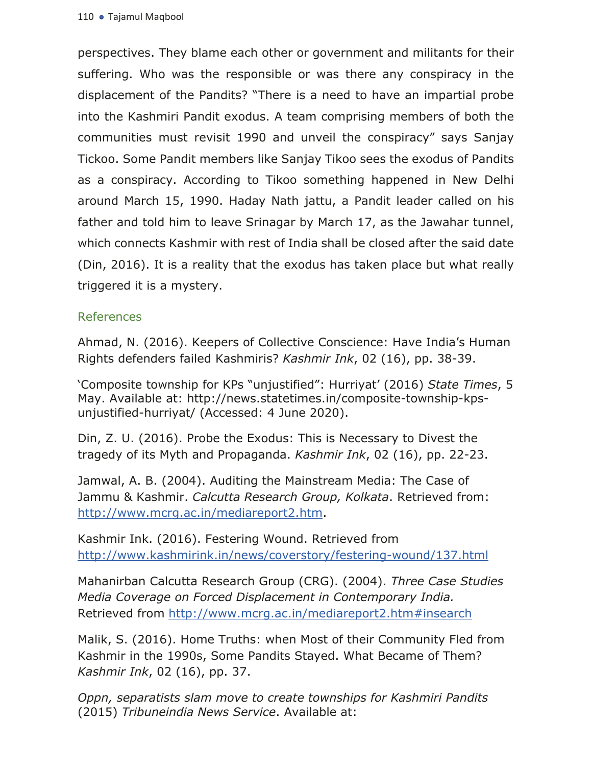perspectives. They blame each other or government and militants for their suffering. Who was the responsible or was there any conspiracy in the displacement of the Pandits? "There is a need to have an impartial probe into the Kashmiri Pandit exodus. A team comprising members of both the communities must revisit 1990 and unveil the conspiracy" says Sanjay Tickoo. Some Pandit members like Sanjay Tikoo sees the exodus of Pandits as a conspiracy. According to Tikoo something happened in New Delhi around March 15, 1990. Haday Nath jattu, a Pandit leader called on his father and told him to leave Srinagar by March 17, as the Jawahar tunnel, which connects Kashmir with rest of India shall be closed after the said date (Din, 2016). It is a reality that the exodus has taken place but what really triggered it is a mystery.

## References

Ahmad, N. (2016). Keepers of Collective Conscience: Have India's Human Rights defenders failed Kashmiris? *Kashmir Ink*, 02 (16), pp. 38-39.

'Composite township for KPs "unjustified": Hurriyat' (2016) *State Times*, 5 May. Available at: http://news.statetimes.in/composite-township-kps-unjustified-hurriyat/ (Accessed: 4 June 2020).

Din, Z. U. (2016). Probe the Exodus: This is Necessary to Divest the tragedy of its Myth and Propaganda. *Kashmir Ink*, 02 (16), pp. 22-23.

Jamwal, A. B. (2004). Auditing the Mainstream Media: The Case of Jammu & Kashmir. *Calcutta Research Group, Kolkata*. Retrieved from: http://www.mcrg.ac.in/mediareport2.htm.

Kashmir Ink. (2016). Festering Wound. Retrieved from http://www.kashmirink.in/news/coverstory/festering-wound/137.html

Mahanirban Calcutta Research Group (CRG). (2004). *Three Case Studies Media Coverage on Forced Displacement in Contemporary India.* Retrieved from http://www.mcrg.ac.in/mediareport2.htm#insearch

Malik, S. (2016). Home Truths: when Most of their Community Fled from Kashmir in the 1990s, Some Pandits Stayed. What Became of Them? *Kashmir Ink*, 02 (16), pp. 37.

*Oppn, separatists slam move to create townships for Kashmiri Pandits* (2015) *Tribuneindia News Service*. Available at: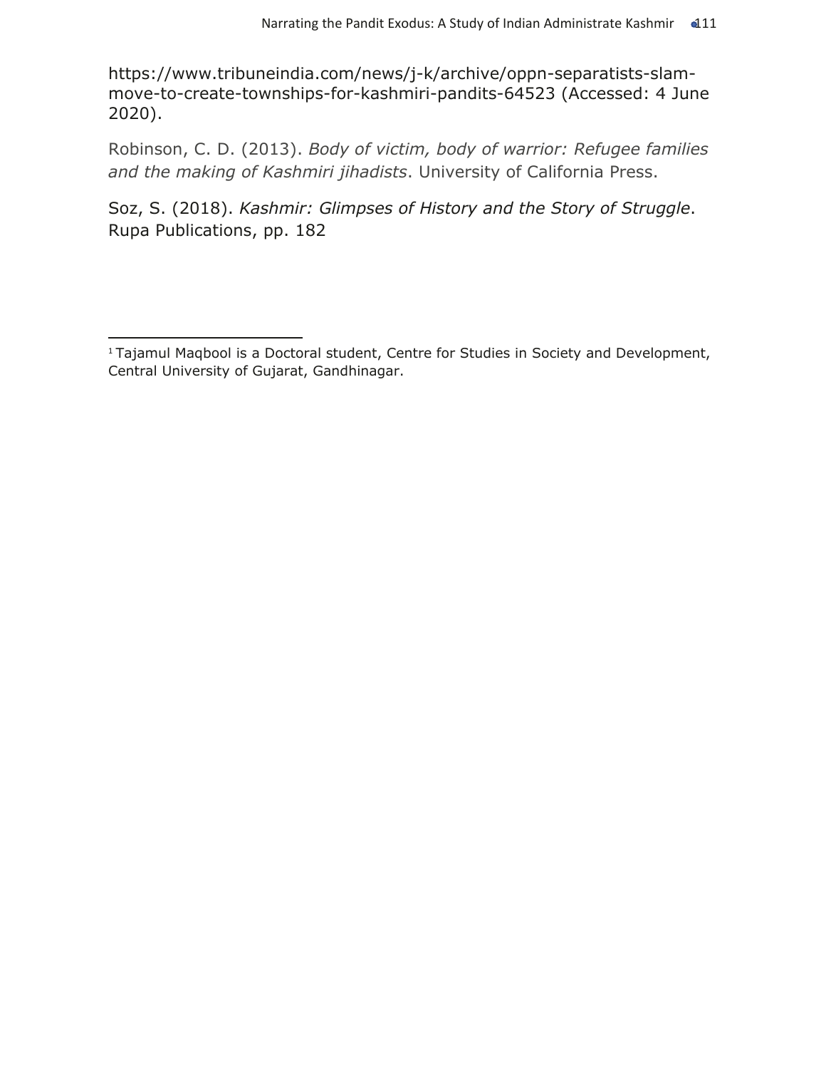https://www.tribuneindia.com/news/j-k/archive/oppn-separatists-slam-move-to-create-townships-for-kashmiri-pandits-64523 (Accessed: 4 June 2020).

Robinson, C. D. (2013). *Body of victim, body of warrior: Refugee families and the making of Kashmiri jihadists*. University of California Press.

Soz, S. (2018). *Kashmir: Glimpses of History and the Story of Struggle*. Rupa Publications, pp. 182

---

[1] Tajamul Maqbool is a Doctoral student, Centre for Studies in Society and Development, Central University of Gujarat, Gandhinagar.